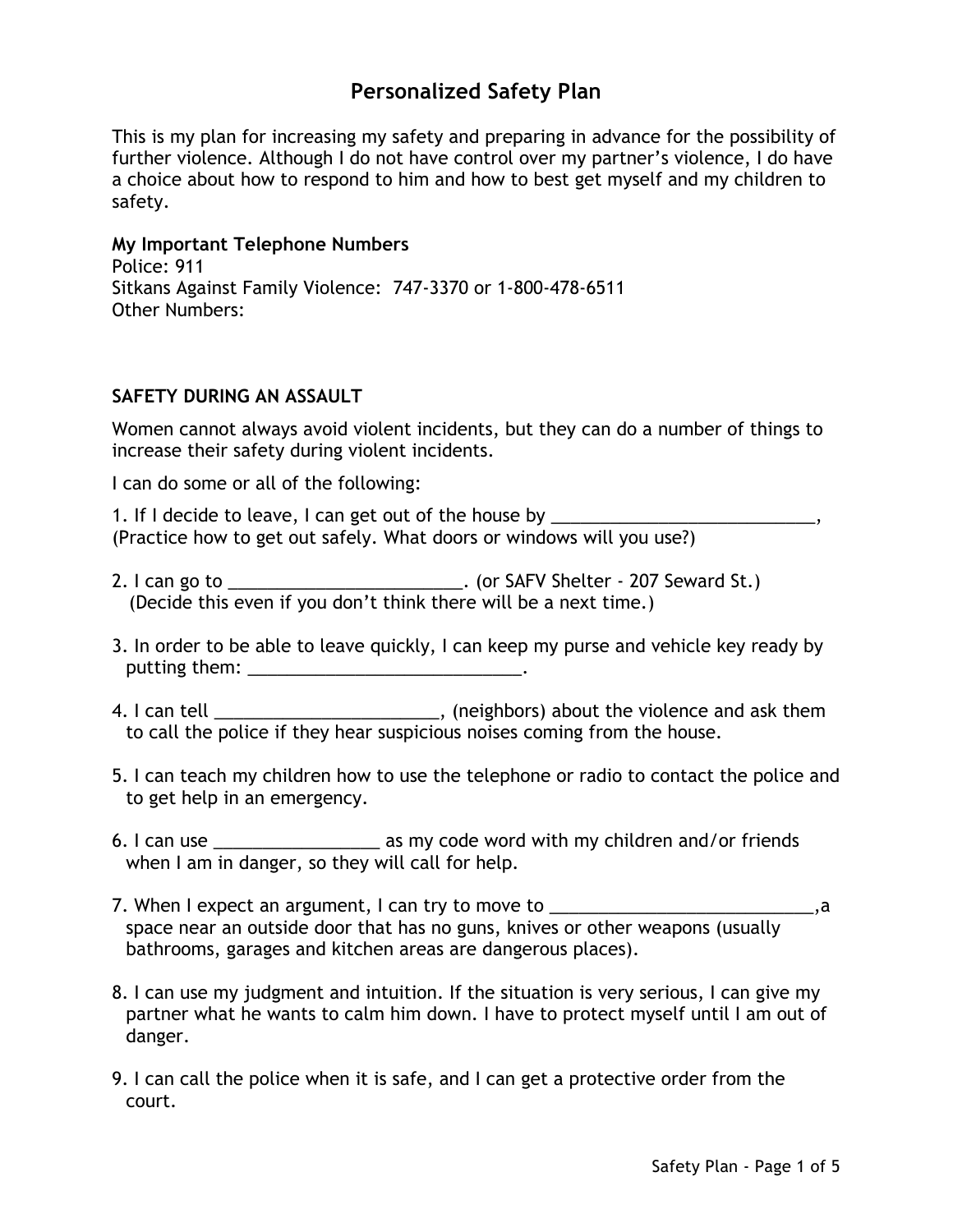# Personalized Safety Plan

This is my plan for increasing my safety and preparing in advance for the possibility of further violence. Although I do not have control over my partner's violence, I do have a choice about how to respond to him and how to best get myself and my children to safety.

**My Important Telephone Numbers**
Police: 911
Sitkans Against Family Violence: 747-3370 or 1-800-478-6511
Other Numbers:

### SAFETY DURING AN ASSAULT

Women cannot always avoid violent incidents, but they can do a number of things to increase their safety during violent incidents.

I can do some or all of the following:

1. If I decide to leave, I can get out of the house by ___________________________, (Practice how to get out safely. What doors or windows will you use?)

2. I can go to ________________________. (or SAFV Shelter - 207 Seward St.) (Decide this even if you don't think there will be a next time.)

3. In order to be able to leave quickly, I can keep my purse and vehicle key ready by putting them: ____________________________.

4. I can tell _______________________, (neighbors) about the violence and ask them to call the police if they hear suspicious noises coming from the house.

5. I can teach my children how to use the telephone or radio to contact the police and to get help in an emergency.

6. I can use _________________ as my code word with my children and/or friends when I am in danger, so they will call for help.

7. When I expect an argument, I can try to move to ___________________________,a space near an outside door that has no guns, knives or other weapons (usually bathrooms, garages and kitchen areas are dangerous places).

8. I can use my judgment and intuition. If the situation is very serious, I can give my partner what he wants to calm him down. I have to protect myself until I am out of danger.

9. I can call the police when it is safe, and I can get a protective order from the court.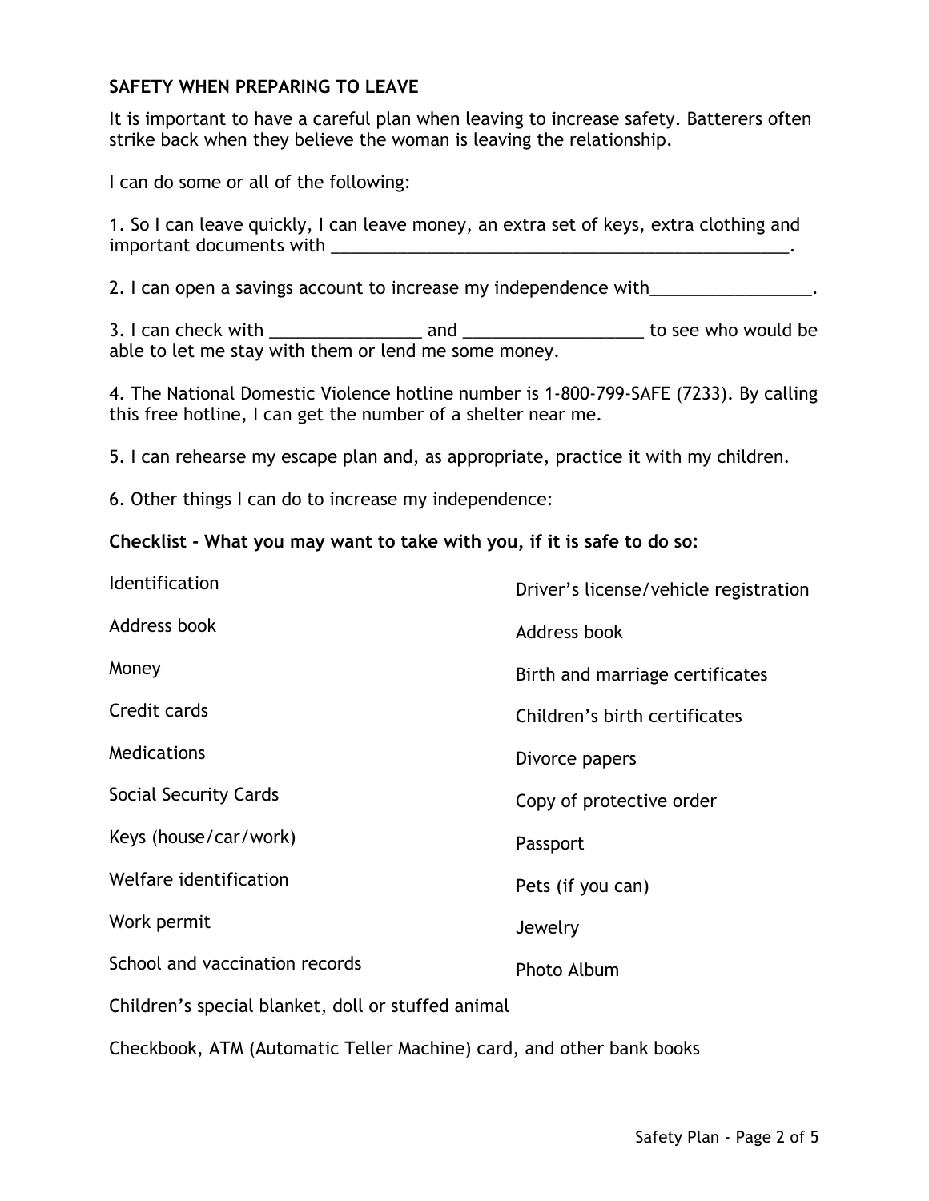**SAFETY WHEN PREPARING TO LEAVE**

It is important to have a careful plan when leaving to increase safety. Batterers often strike back when they believe the woman is leaving the relationship.

I can do some or all of the following:

1. So I can leave quickly, I can leave money, an extra set of keys, extra clothing and important documents with ___________________________________________________.

2. I can open a savings account to increase my independence with_________________.

3. I can check with ________________ and ___________________ to see who would be able to let me stay with them or lend me some money.

4. The National Domestic Violence hotline number is 1-800-799-SAFE (7233). By calling this free hotline, I can get the number of a shelter near me.

5. I can rehearse my escape plan and, as appropriate, practice it with my children.

6. Other things I can do to increase my independence:

**Checklist - What you may want to take with you, if it is safe to do so:**

Identification

Address book

Money

Credit cards

Medications

Social Security Cards

Keys (house/car/work)

Welfare identification

Work permit

School and vaccination records

Driver's license/vehicle registration

Address book

Birth and marriage certificates

Children's birth certificates

Divorce papers

Copy of protective order

Passport

Pets (if you can)

Jewelry

Photo Album

Children's special blanket, doll or stuffed animal

Checkbook, ATM (Automatic Teller Machine) card, and other bank books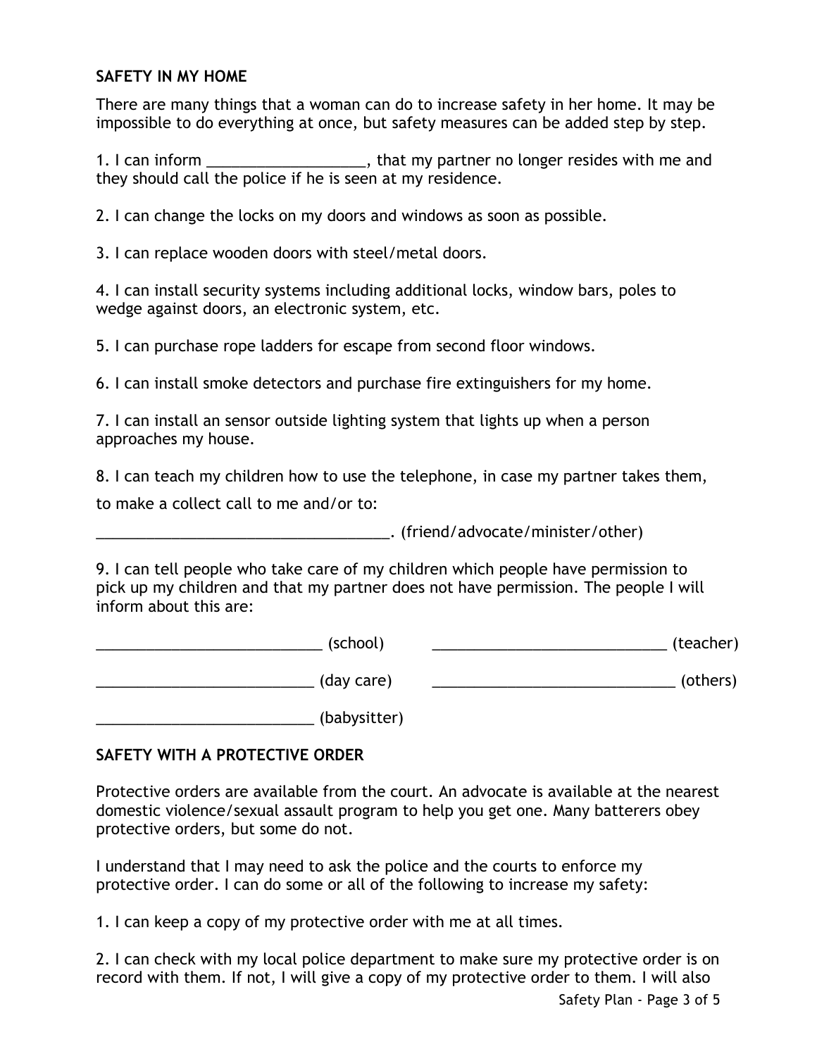### SAFETY IN MY HOME

There are many things that a woman can do to increase safety in her home. It may be impossible to do everything at once, but safety measures can be added step by step.

1. I can inform ___________________, that my partner no longer resides with me and they should call the police if he is seen at my residence.

2. I can change the locks on my doors and windows as soon as possible.

3. I can replace wooden doors with steel/metal doors.

4. I can install security systems including additional locks, window bars, poles to wedge against doors, an electronic system, etc.

5. I can purchase rope ladders for escape from second floor windows.

6. I can install smoke detectors and purchase fire extinguishers for my home.

7. I can install an sensor outside lighting system that lights up when a person approaches my house.

8. I can teach my children how to use the telephone, in case my partner takes them, to make a collect call to me and/or to:

____________________________________. (friend/advocate/minister/other)

9. I can tell people who take care of my children which people have permission to pick up my children and that my partner does not have permission. The people I will inform about this are:

____________________________ (school) _____________________________ (teacher)

___________________________ (day care) ______________________________ (others)

___________________________ (babysitter)

### SAFETY WITH A PROTECTIVE ORDER

Protective orders are available from the court. An advocate is available at the nearest domestic violence/sexual assault program to help you get one. Many batterers obey protective orders, but some do not.

I understand that I may need to ask the police and the courts to enforce my protective order. I can do some or all of the following to increase my safety:

1. I can keep a copy of my protective order with me at all times.

2. I can check with my local police department to make sure my protective order is on record with them. If not, I will give a copy of my protective order to them. I will also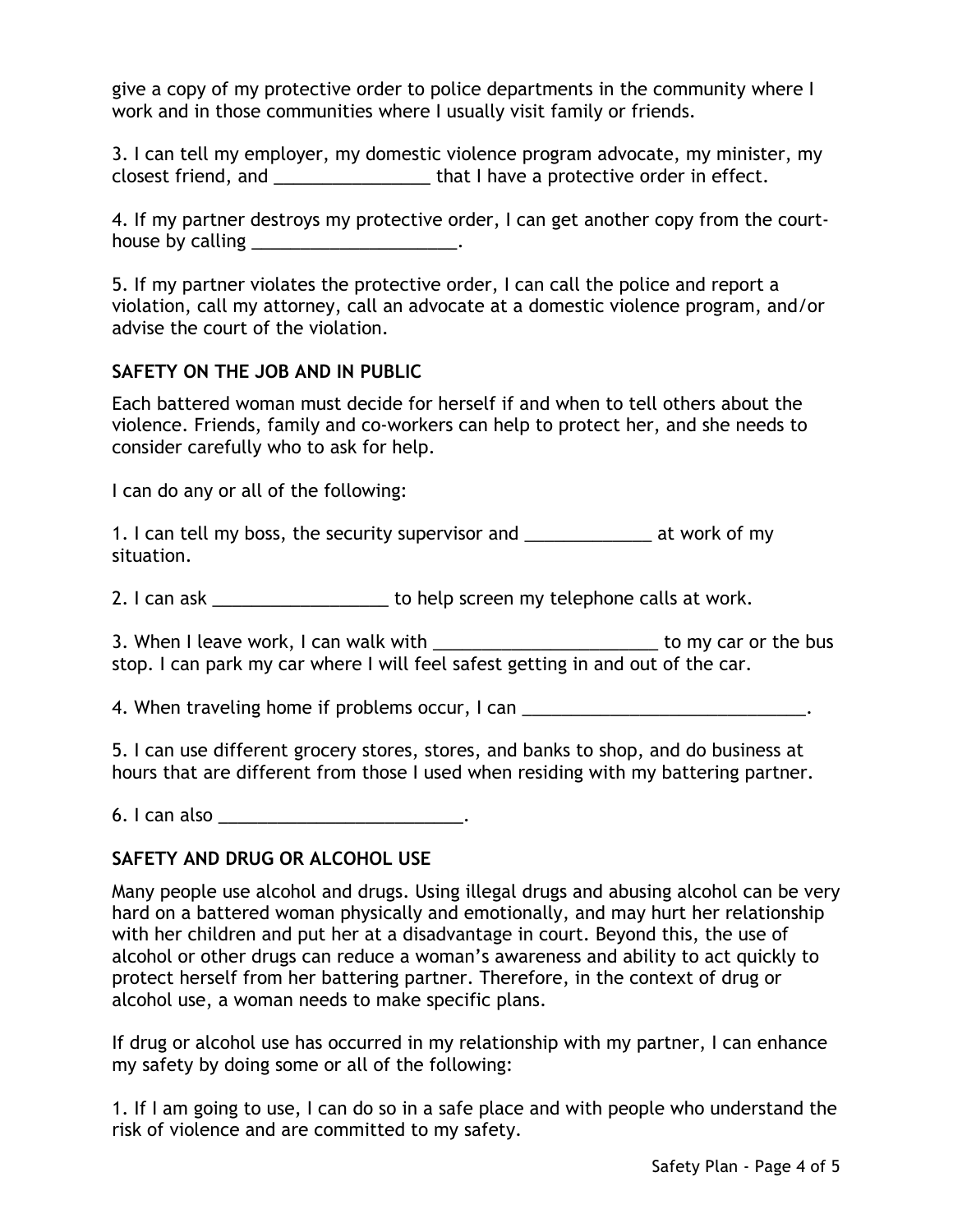give a copy of my protective order to police departments in the community where I work and in those communities where I usually visit family or friends.

3. I can tell my employer, my domestic violence program advocate, my minister, my closest friend, and ________________ that I have a protective order in effect.

4. If my partner destroys my protective order, I can get another copy from the courthouse by calling ______________________.

5. If my partner violates the protective order, I can call the police and report a violation, call my attorney, call an advocate at a domestic violence program, and/or advise the court of the violation.

**SAFETY ON THE JOB AND IN PUBLIC**

Each battered woman must decide for herself if and when to tell others about the violence. Friends, family and co-workers can help to protect her, and she needs to consider carefully who to ask for help.

I can do any or all of the following:

1. I can tell my boss, the security supervisor and _____________ at work of my situation.

2. I can ask __________________ to help screen my telephone calls at work.

3. When I leave work, I can walk with _______________________ to my car or the bus stop. I can park my car where I will feel safest getting in and out of the car.

4. When traveling home if problems occur, I can _____________________________.

5. I can use different grocery stores, stores, and banks to shop, and do business at hours that are different from those I used when residing with my battering partner.

6. I can also _________________________.

**SAFETY AND DRUG OR ALCOHOL USE**

Many people use alcohol and drugs. Using illegal drugs and abusing alcohol can be very hard on a battered woman physically and emotionally, and may hurt her relationship with her children and put her at a disadvantage in court. Beyond this, the use of alcohol or other drugs can reduce a woman's awareness and ability to act quickly to protect herself from her battering partner. Therefore, in the context of drug or alcohol use, a woman needs to make specific plans.

If drug or alcohol use has occurred in my relationship with my partner, I can enhance my safety by doing some or all of the following:

1. If I am going to use, I can do so in a safe place and with people who understand the risk of violence and are committed to my safety.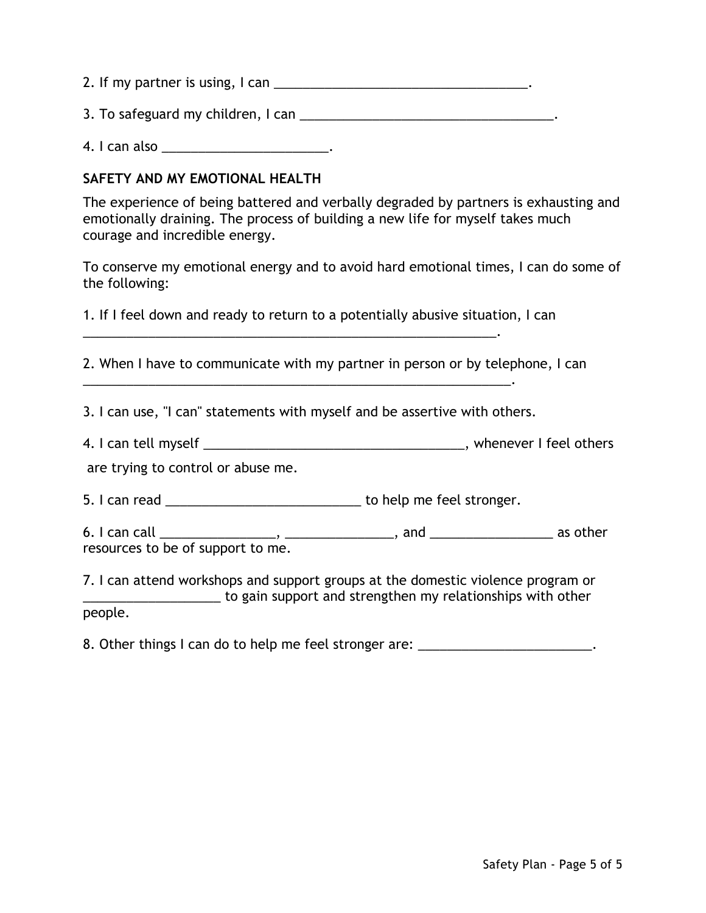2. If my partner is using, I can ____________________________________.

3. To safeguard my children, I can ____________________________________.

4. I can also _______________________.

**SAFETY AND MY EMOTIONAL HEALTH**

The experience of being battered and verbally degraded by partners is exhausting and emotionally draining. The process of building a new life for myself takes much courage and incredible energy.

To conserve my emotional energy and to avoid hard emotional times, I can do some of the following:

1. If I feel down and ready to return to a potentially abusive situation, I can ____________________________________________________________.

2. When I have to communicate with my partner in person or by telephone, I can ______________________________________________________________.

3. I can use, "I can" statements with myself and be assertive with others.

4. I can tell myself ____________________________________, whenever I feel others are trying to control or abuse me.

5. I can read ___________________________ to help me feel stronger.

6. I can call ________________, _______________, and _________________ as other resources to be of support to me.

7. I can attend workshops and support groups at the domestic violence program or ___________________ to gain support and strengthen my relationships with other people.

8. Other things I can do to help me feel stronger are: ________________________.